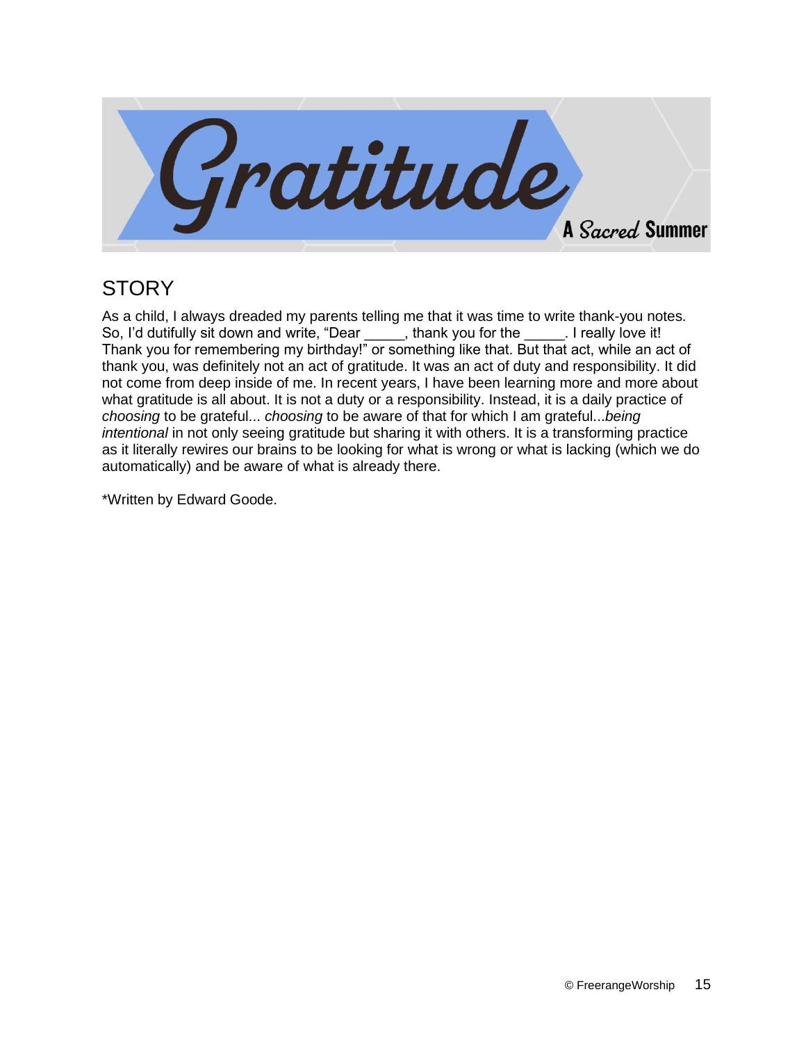# Gratitude

A Sacred Summer

## STORY

As a child, I always dreaded my parents telling me that it was time to write thank-you notes. So, I'd dutifully sit down and write, "Dear _____, thank you for the _____. I really love it! Thank you for remembering my birthday!" or something like that. But that act, while an act of thank you, was definitely not an act of gratitude. It was an act of duty and responsibility. It did not come from deep inside of me. In recent years, I have been learning more and more about what gratitude is all about. It is not a duty or a responsibility. Instead, it is a daily practice of *choosing* to be grateful... *choosing* to be aware of that for which I am grateful...*being intentional* in not only seeing gratitude but sharing it with others. It is a transforming practice as it literally rewires our brains to be looking for what is wrong or what is lacking (which we do automatically) and be aware of what is already there.

*Written by Edward Goode.

© FreerangeWorship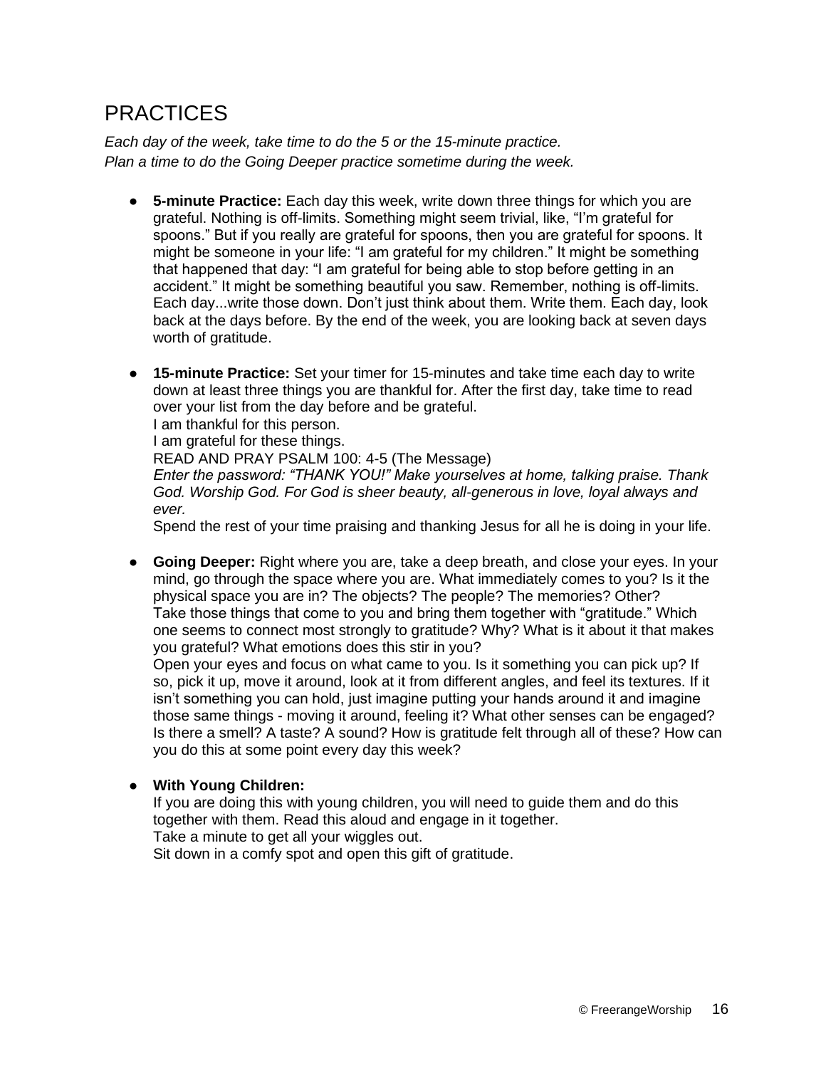# PRACTICES

*Each day of the week, take time to do the 5 or the 15-minute practice.*
*Plan a time to do the Going Deeper practice sometime during the week.*

- **5-minute Practice:** Each day this week, write down three things for which you are grateful. Nothing is off-limits. Something might seem trivial, like, “I’m grateful for spoons.” But if you really are grateful for spoons, then you are grateful for spoons. It might be someone in your life: “I am grateful for my children.” It might be something that happened that day: “I am grateful for being able to stop before getting in an accident.” It might be something beautiful you saw. Remember, nothing is off-limits. Each day...write those down. Don’t just think about them. Write them. Each day, look back at the days before. By the end of the week, you are looking back at seven days worth of gratitude.

- **15-minute Practice:** Set your timer for 15-minutes and take time each day to write down at least three things you are thankful for. After the first day, take time to read over your list from the day before and be grateful.
  I am thankful for this person.
  I am grateful for these things.
  READ AND PRAY PSALM 100: 4-5 (The Message)
  *Enter the password: “THANK YOU!” Make yourselves at home, talking praise. Thank God. Worship God. For God is sheer beauty, all-generous in love, loyal always and ever.*
  Spend the rest of your time praising and thanking Jesus for all he is doing in your life.

- **Going Deeper:** Right where you are, take a deep breath, and close your eyes. In your mind, go through the space where you are. What immediately comes to you? Is it the physical space you are in? The objects? The people? The memories? Other?
  Take those things that come to you and bring them together with “gratitude.” Which one seems to connect most strongly to gratitude? Why? What is it about it that makes you grateful? What emotions does this stir in you?
  Open your eyes and focus on what came to you. Is it something you can pick up? If so, pick it up, move it around, look at it from different angles, and feel its textures. If it isn’t something you can hold, just imagine putting your hands around it and imagine those same things - moving it around, feeling it? What other senses can be engaged? Is there a smell? A taste? A sound? How is gratitude felt through all of these? How can you do this at some point every day this week?

- **With Young Children:**
  If you are doing this with young children, you will need to guide them and do this together with them. Read this aloud and engage in it together.
  Take a minute to get all your wiggles out.
  Sit down in a comfy spot and open this gift of gratitude.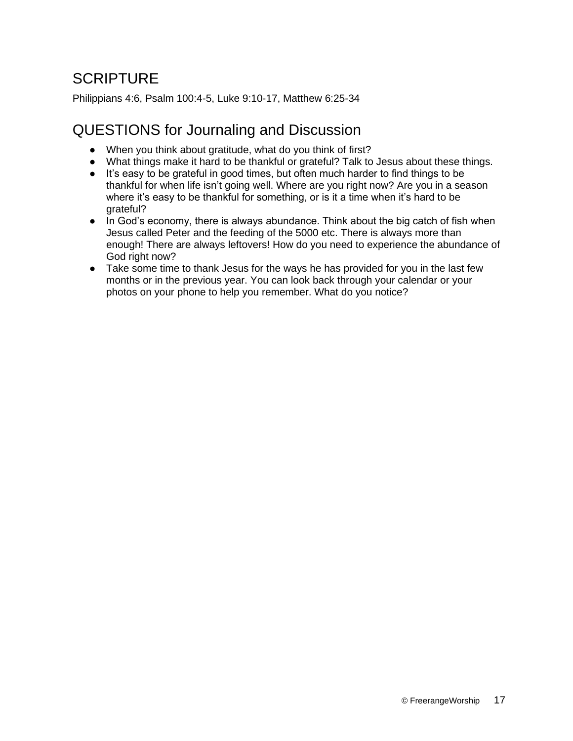## SCRIPTURE

Philippians 4:6, Psalm 100:4-5, Luke 9:10-17, Matthew 6:25-34

## QUESTIONS for Journaling and Discussion

- When you think about gratitude, what do you think of first?
- What things make it hard to be thankful or grateful? Talk to Jesus about these things.
- It's easy to be grateful in good times, but often much harder to find things to be thankful for when life isn't going well. Where are you right now? Are you in a season where it's easy to be thankful for something, or is it a time when it's hard to be grateful?
- In God's economy, there is always abundance. Think about the big catch of fish when Jesus called Peter and the feeding of the 5000 etc. There is always more than enough! There are always leftovers! How do you need to experience the abundance of God right now?
- Take some time to thank Jesus for the ways he has provided for you in the last few months or in the previous year. You can look back through your calendar or your photos on your phone to help you remember. What do you notice?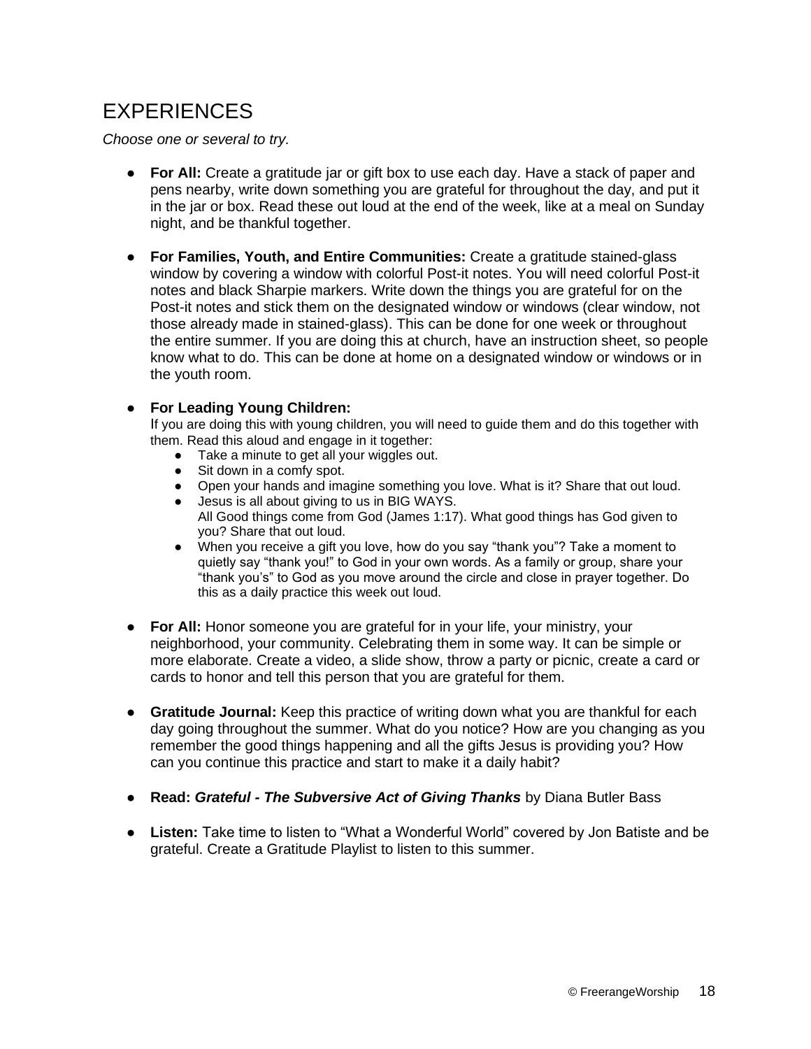# EXPERIENCES

*Choose one or several to try.*

- **For All:** Create a gratitude jar or gift box to use each day. Have a stack of paper and pens nearby, write down something you are grateful for throughout the day, and put it in the jar or box. Read these out loud at the end of the week, like at a meal on Sunday night, and be thankful together.

- **For Families, Youth, and Entire Communities:** Create a gratitude stained-glass window by covering a window with colorful Post-it notes. You will need colorful Post-it notes and black Sharpie markers. Write down the things you are grateful for on the Post-it notes and stick them on the designated window or windows (clear window, not those already made in stained-glass). This can be done for one week or throughout the entire summer. If you are doing this at church, have an instruction sheet, so people know what to do. This can be done at home on a designated window or windows or in the youth room.

- **For Leading Young Children:**
  If you are doing this with young children, you will need to guide them and do this together with them. Read this aloud and engage in it together:
  - Take a minute to get all your wiggles out.
  - Sit down in a comfy spot.
  - Open your hands and imagine something you love. What is it? Share that out loud.
  - Jesus is all about giving to us in BIG WAYS.
    All Good things come from God (James 1:17). What good things has God given to you? Share that out loud.
  - When you receive a gift you love, how do you say "thank you"? Take a moment to quietly say "thank you!" to God in your own words. As a family or group, share your "thank you's" to God as you move around the circle and close in prayer together. Do this as a daily practice this week out loud.

- **For All:** Honor someone you are grateful for in your life, your ministry, your neighborhood, your community. Celebrating them in some way. It can be simple or more elaborate. Create a video, a slide show, throw a party or picnic, create a card or cards to honor and tell this person that you are grateful for them.

- **Gratitude Journal:** Keep this practice of writing down what you are thankful for each day going throughout the summer. What do you notice? How are you changing as you remember the good things happening and all the gifts Jesus is providing you? How can you continue this practice and start to make it a daily habit?

- **Read:** ***Grateful - The Subversive Act of Giving Thanks*** by Diana Butler Bass

- **Listen:** Take time to listen to "What a Wonderful World" covered by Jon Batiste and be grateful. Create a Gratitude Playlist to listen to this summer.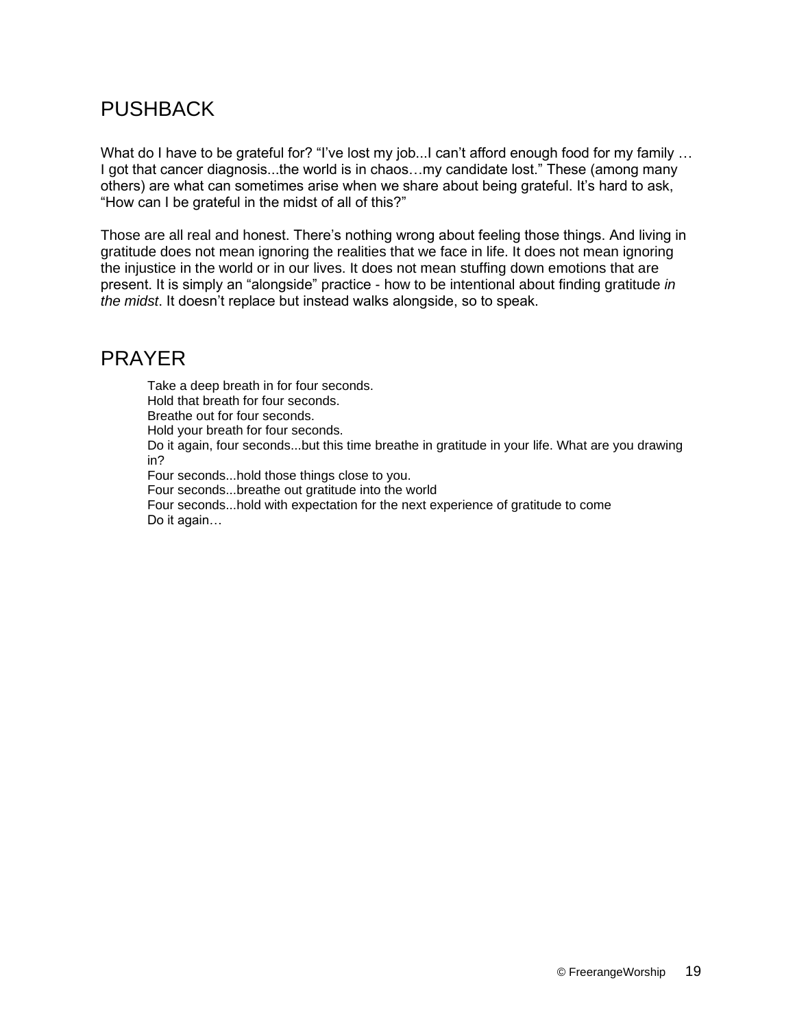## PUSHBACK

What do I have to be grateful for? “I’ve lost my job...I can’t afford enough food for my family … I got that cancer diagnosis...the world is in chaos…my candidate lost.” These (among many others) are what can sometimes arise when we share about being grateful. It’s hard to ask, “How can I be grateful in the midst of all of this?”

Those are all real and honest. There’s nothing wrong about feeling those things. And living in gratitude does not mean ignoring the realities that we face in life. It does not mean ignoring the injustice in the world or in our lives. It does not mean stuffing down emotions that are present. It is simply an “alongside” practice - how to be intentional about finding gratitude *in the midst*. It doesn’t replace but instead walks alongside, so to speak.

## PRAYER

Take a deep breath in for four seconds.
Hold that breath for four seconds.
Breathe out for four seconds.
Hold your breath for four seconds.
Do it again, four seconds...but this time breathe in gratitude in your life. What are you drawing in?
Four seconds...hold those things close to you.
Four seconds...breathe out gratitude into the world
Four seconds...hold with expectation for the next experience of gratitude to come
Do it again…

© FreerangeWorship